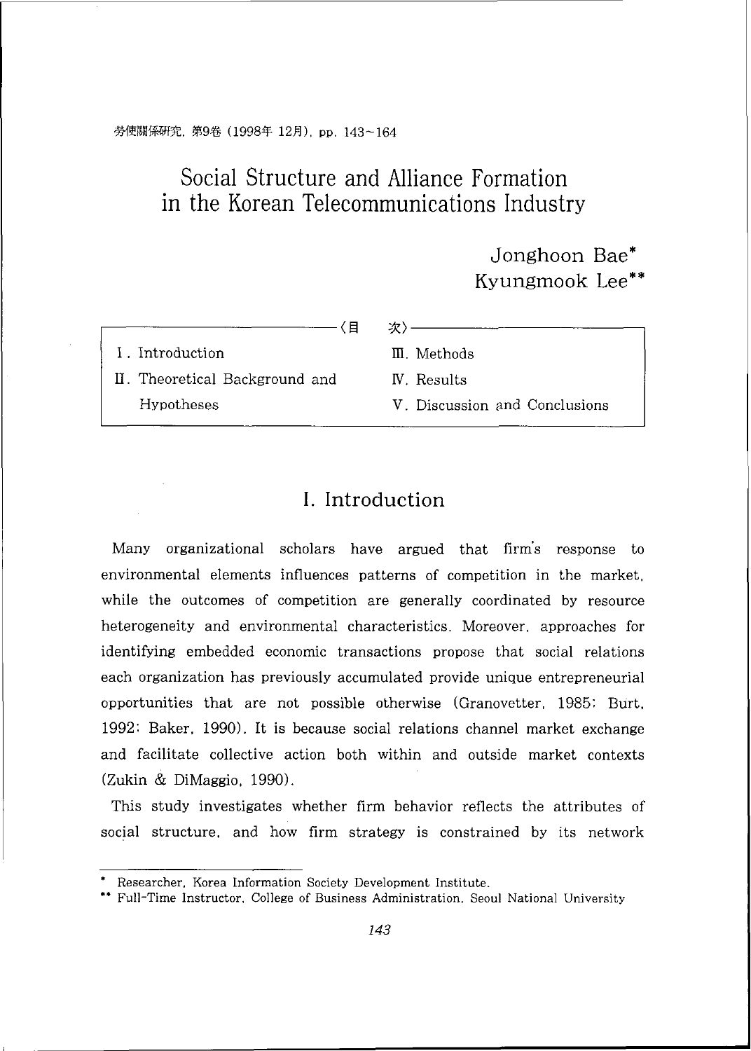# Social Structure and Alliance Formation in the Korean Telecommunications Industry

Jonghoon Bae*
Kyungmook Lee**

〈目 次〉

Ⅰ. Introduction
Ⅱ. Theoretical Background and Hypotheses
Ⅲ. Methods
Ⅳ. Results
Ⅴ. Discussion and Conclusions

## I. Introduction

Many organizational scholars have argued that firm's response to environmental elements influences patterns of competition in the market, while the outcomes of competition are generally coordinated by resource heterogeneity and environmental characteristics. Moreover, approaches for identifying embedded economic transactions propose that social relations each organization has previously accumulated provide unique entrepreneurial opportunities that are not possible otherwise (Granovetter, 1985; Burt, 1992; Baker, 1990). It is because social relations channel market exchange and facilitate collective action both within and outside market contexts (Zukin & DiMaggio, 1990).

This study investigates whether firm behavior reflects the attributes of social structure, and how firm strategy is constrained by its network

---

* Researcher, Korea Information Society Development Institute.

** Full-Time Instructor, College of Business Administration, Seoul National University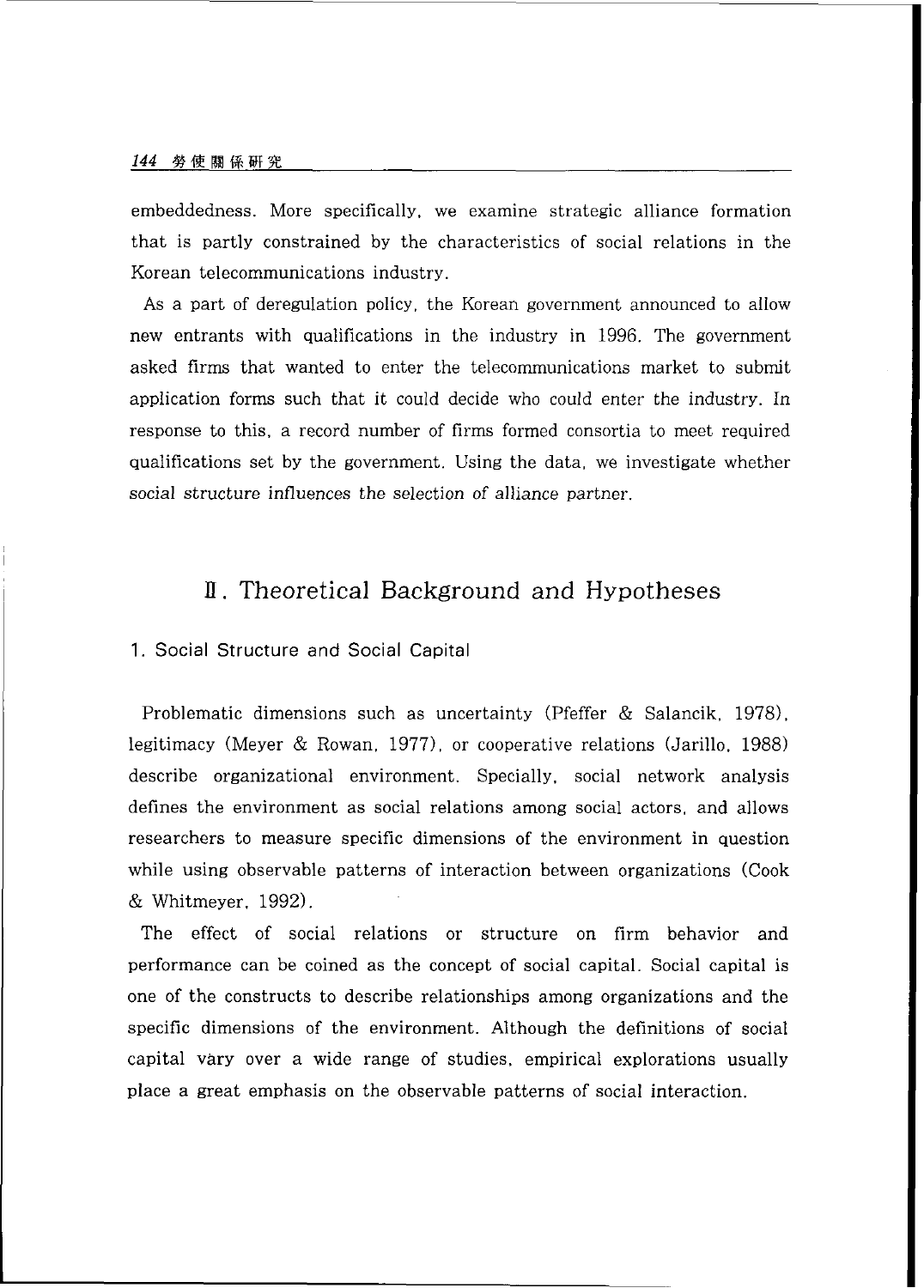embeddedness. More specifically, we examine strategic alliance formation that is partly constrained by the characteristics of social relations in the Korean telecommunications industry.

As a part of deregulation policy, the Korean government announced to allow new entrants with qualifications in the industry in 1996. The government asked firms that wanted to enter the telecommunications market to submit application forms such that it could decide who could enter the industry. In response to this, a record number of firms formed consortia to meet required qualifications set by the government. Using the data, we investigate whether social structure influences the selection of alliance partner.

## Ⅱ. Theoretical Background and Hypotheses

### 1. Social Structure and Social Capital

Problematic dimensions such as uncertainty (Pfeffer & Salancik, 1978), legitimacy (Meyer & Rowan, 1977), or cooperative relations (Jarillo, 1988) describe organizational environment. Specially, social network analysis defines the environment as social relations among social actors, and allows researchers to measure specific dimensions of the environment in question while using observable patterns of interaction between organizations (Cook & Whitmeyer, 1992).

The effect of social relations or structure on firm behavior and performance can be coined as the concept of social capital. Social capital is one of the constructs to describe relationships among organizations and the specific dimensions of the environment. Although the definitions of social capital vary over a wide range of studies, empirical explorations usually place a great emphasis on the observable patterns of social interaction.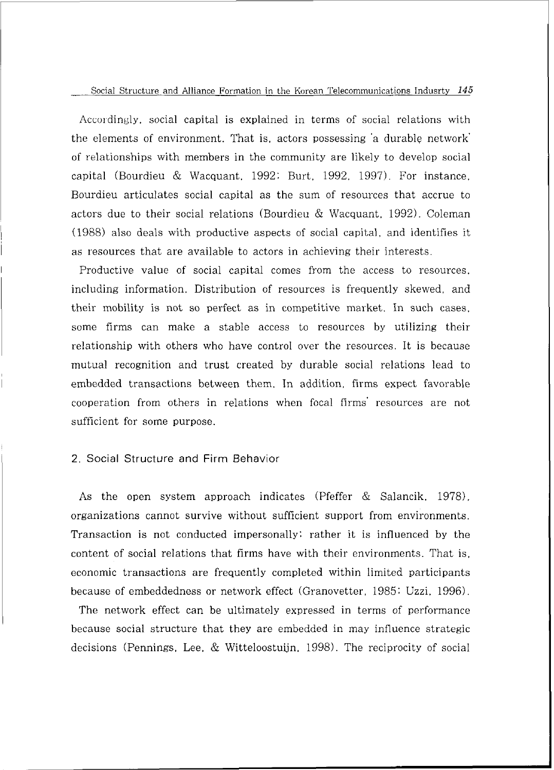Accordingly, social capital is explained in terms of social relations with the elements of environment. That is, actors possessing 'a durable network' of relationships with members in the community are likely to develop social capital (Bourdieu & Wacquant, 1992; Burt, 1992, 1997). For instance, Bourdieu articulates social capital as the sum of resources that accrue to actors due to their social relations (Bourdieu & Wacquant, 1992). Coleman (1988) also deals with productive aspects of social capital, and identifies it as resources that are available to actors in achieving their interests.

Productive value of social capital comes from the access to resources, including information. Distribution of resources is frequently skewed, and their mobility is not so perfect as in competitive market. In such cases, some firms can make a stable access to resources by utilizing their relationship with others who have control over the resources. It is because mutual recognition and trust created by durable social relations lead to embedded transactions between them. In addition, firms expect favorable cooperation from others in relations when focal firms' resources are not sufficient for some purpose.

## 2. Social Structure and Firm Behavior

As the open system approach indicates (Pfeffer & Salancik, 1978), organizations cannot survive without sufficient support from environments. Transaction is not conducted impersonally; rather it is influenced by the content of social relations that firms have with their environments. That is, economic transactions are frequently completed within limited participants because of embeddedness or network effect (Granovetter, 1985; Uzzi, 1996).

The network effect can be ultimately expressed in terms of performance because social structure that they are embedded in may influence strategic decisions (Pennings, Lee, & Witteloostuijn, 1998). The reciprocity of social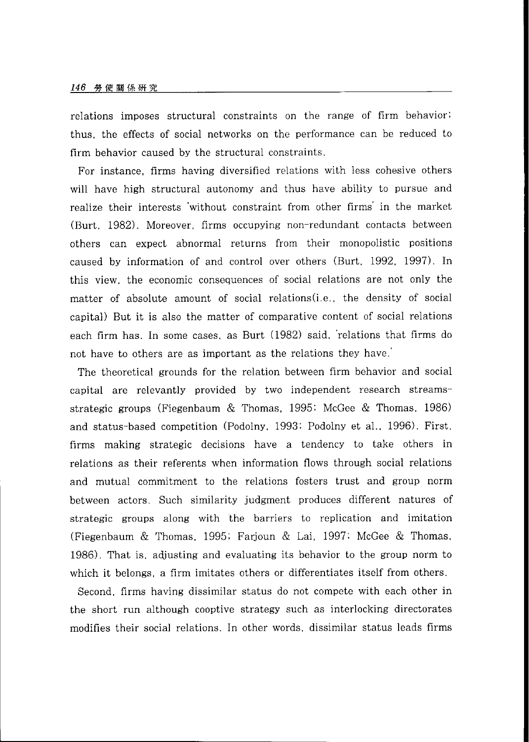relations imposes structural constraints on the range of firm behavior; thus, the effects of social networks on the performance can be reduced to firm behavior caused by the structural constraints.

For instance, firms having diversified relations with less cohesive others will have high structural autonomy and thus have ability to pursue and realize their interests 'without constraint from other firms' in the market (Burt, 1982). Moreover, firms occupying non-redundant contacts between others can expect abnormal returns from their monopolistic positions caused by information of and control over others (Burt, 1992, 1997). In this view, the economic consequences of social relations are not only the matter of absolute amount of social relations(i.e., the density of social capital) But it is also the matter of comparative content of social relations each firm has. In some cases, as Burt (1982) said, 'relations that firms do not have to others are as important as the relations they have.'

The theoretical grounds for the relation between firm behavior and social capital are relevantly provided by two independent research streams-strategic groups (Fiegenbaum & Thomas, 1995; McGee & Thomas, 1986) and status-based competition (Podolny, 1993; Podolny et al., 1996). First, firms making strategic decisions have a tendency to take others in relations as their referents when information flows through social relations and mutual commitment to the relations fosters trust and group norm between actors. Such similarity judgment produces different natures of strategic groups along with the barriers to replication and imitation (Fiegenbaum & Thomas, 1995; Farjoun & Lai, 1997; McGee & Thomas, 1986). That is, adjusting and evaluating its behavior to the group norm to which it belongs, a firm imitates others or differentiates itself from others.

Second, firms having dissimilar status do not compete with each other in the short run although cooptive strategy such as interlocking directorates modifies their social relations. In other words, dissimilar status leads firms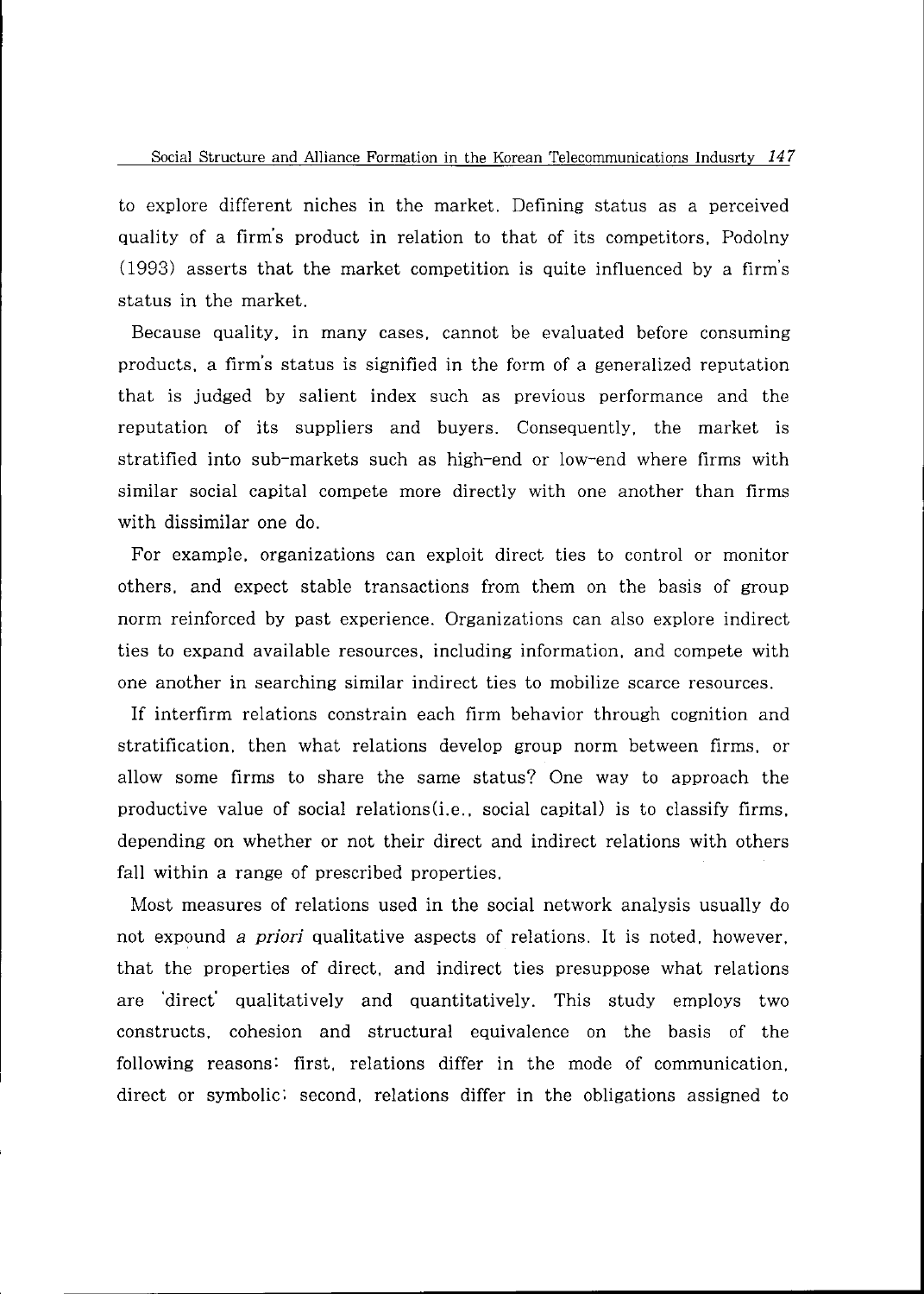to explore different niches in the market. Defining status as a perceived quality of a firm's product in relation to that of its competitors, Podolny (1993) asserts that the market competition is quite influenced by a firm's status in the market.

Because quality, in many cases, cannot be evaluated before consuming products, a firm's status is signified in the form of a generalized reputation that is judged by salient index such as previous performance and the reputation of its suppliers and buyers. Consequently, the market is stratified into sub-markets such as high-end or low-end where firms with similar social capital compete more directly with one another than firms with dissimilar one do.

For example, organizations can exploit direct ties to control or monitor others, and expect stable transactions from them on the basis of group norm reinforced by past experience. Organizations can also explore indirect ties to expand available resources, including information, and compete with one another in searching similar indirect ties to mobilize scarce resources.

If interfirm relations constrain each firm behavior through cognition and stratification, then what relations develop group norm between firms, or allow some firms to share the same status? One way to approach the productive value of social relations(i.e., social capital) is to classify firms, depending on whether or not their direct and indirect relations with others fall within a range of prescribed properties.

Most measures of relations used in the social network analysis usually do not expound *a priori* qualitative aspects of relations. It is noted, however, that the properties of direct, and indirect ties presuppose what relations are 'direct' qualitatively and quantitatively. This study employs two constructs, cohesion and structural equivalence on the basis of the following reasons: first, relations differ in the mode of communication, direct or symbolic; second, relations differ in the obligations assigned to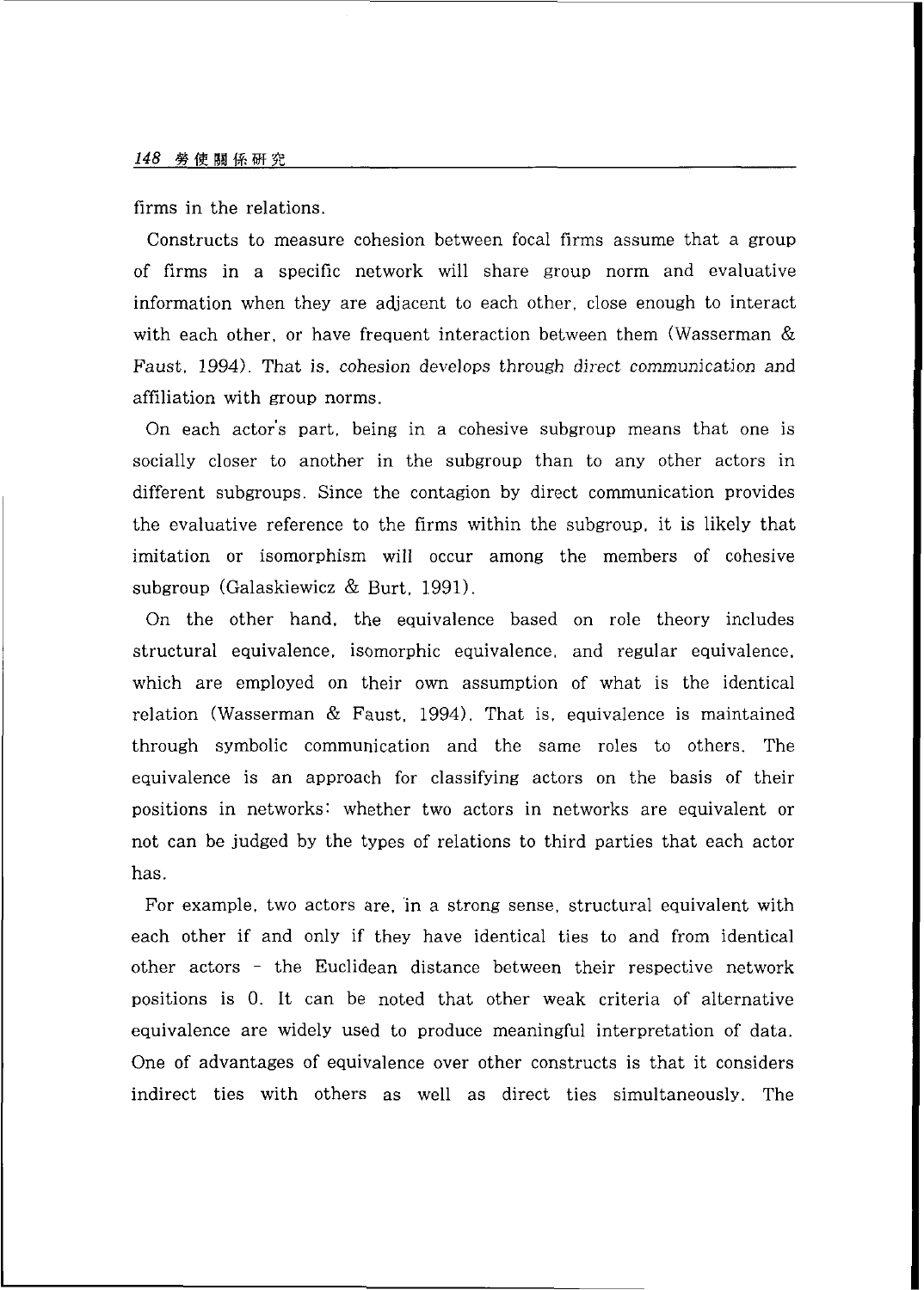firms in the relations.

Constructs to measure cohesion between focal firms assume that a group of firms in a specific network will share group norm and evaluative information when they are adjacent to each other, close enough to interact with each other, or have frequent interaction between them (Wasserman & Faust, 1994). That is, cohesion develops through *direct communication* and affiliation with group norms.

On each actor's part, being in a cohesive subgroup means that one is socially closer to another in the subgroup than to any other actors in different subgroups. Since the contagion by direct communication provides the evaluative reference to the firms within the subgroup, it is likely that imitation or isomorphism will occur among the members of cohesive subgroup (Galaskiewicz & Burt, 1991).

On the other hand, the equivalence based on role theory includes structural equivalence, isomorphic equivalence, and regular equivalence, which are employed on their own assumption of what is the identical relation (Wasserman & Faust, 1994). That is, equivalence is maintained through symbolic communication and the same roles to others. The equivalence is an approach for classifying actors on the basis of their positions in networks: whether two actors in networks are equivalent or not can be judged by the types of relations to third parties that each actor has.

For example, two actors are, in a strong sense, structural equivalent with each other if and only if they have identical ties to and from identical other actors - the Euclidean distance between their respective network positions is 0. It can be noted that other weak criteria of alternative equivalence are widely used to produce meaningful interpretation of data. One of advantages of equivalence over other constructs is that it considers indirect ties with others as well as direct ties simultaneously. The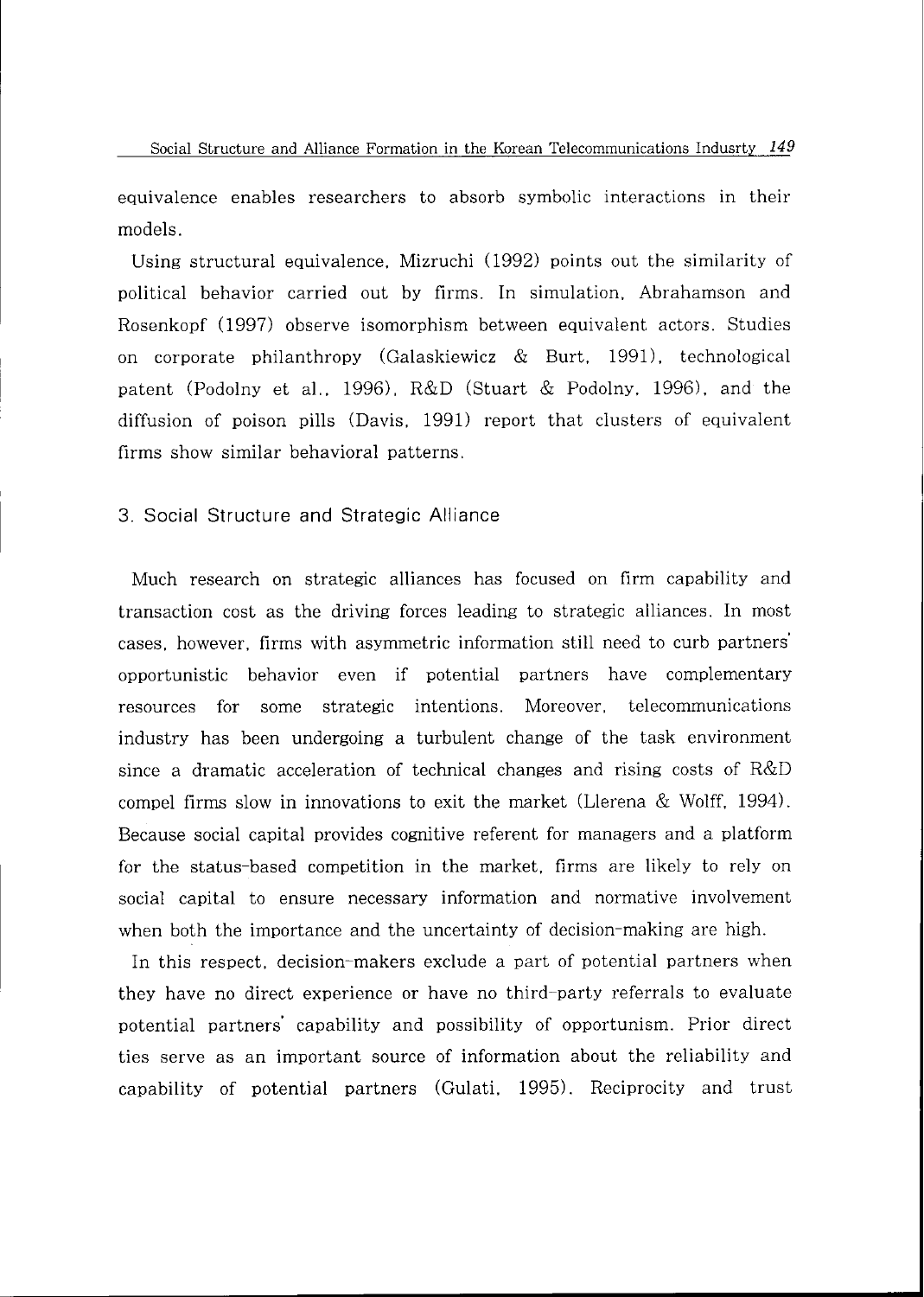equivalence enables researchers to absorb symbolic interactions in their models.

Using structural equivalence, Mizruchi (1992) points out the similarity of political behavior carried out by firms. In simulation, Abrahamson and Rosenkopf (1997) observe isomorphism between equivalent actors. Studies on corporate philanthropy (Galaskiewicz & Burt, 1991), technological patent (Podolny et al., 1996), R&D (Stuart & Podolny, 1996), and the diffusion of poison pills (Davis, 1991) report that clusters of equivalent firms show similar behavioral patterns.

### 3. Social Structure and Strategic Alliance

Much research on strategic alliances has focused on firm capability and transaction cost as the driving forces leading to strategic alliances. In most cases, however, firms with asymmetric information still need to curb partners' opportunistic behavior even if potential partners have complementary resources for some strategic intentions. Moreover, telecommunications industry has been undergoing a turbulent change of the task environment since a dramatic acceleration of technical changes and rising costs of R&D compel firms slow in innovations to exit the market (Llerena & Wolff, 1994). Because social capital provides cognitive referent for managers and a platform for the status-based competition in the market, firms are likely to rely on social capital to ensure necessary information and normative involvement when both the importance and the uncertainty of decision-making are high.

In this respect, decision-makers exclude a part of potential partners when they have no direct experience or have no third-party referrals to evaluate potential partners' capability and possibility of opportunism. Prior direct ties serve as an important source of information about the reliability and capability of potential partners (Gulati, 1995). Reciprocity and trust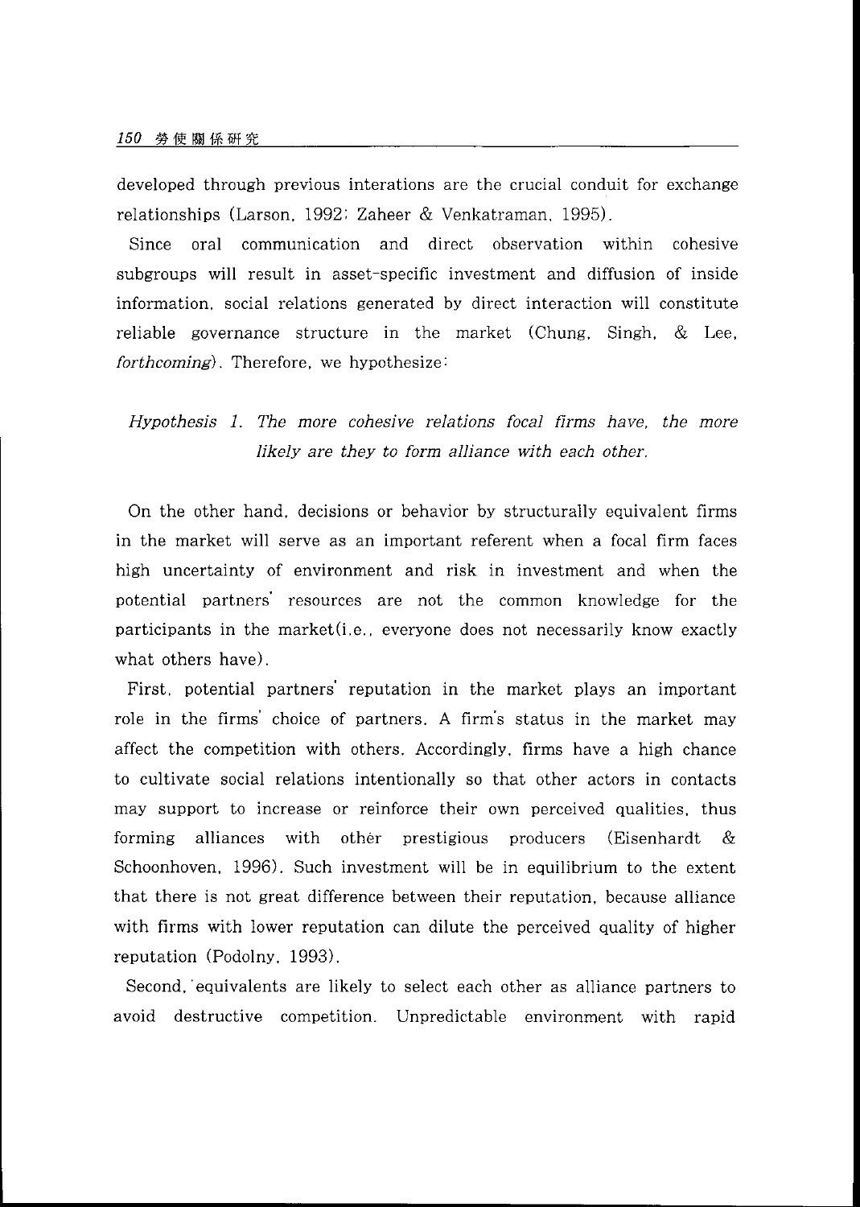developed through previous interations are the crucial conduit for exchange relationships (Larson, 1992; Zaheer & Venkatraman, 1995).

Since oral communication and direct observation within cohesive subgroups will result in asset-specific investment and diffusion of inside information, social relations generated by direct interaction will constitute reliable governance structure in the market (Chung, Singh, & Lee, *forthcoming*). Therefore, we hypothesize:

*Hypothesis 1. The more cohesive relations focal firms have, the more likely are they to form alliance with each other.*

On the other hand, decisions or behavior by structurally equivalent firms in the market will serve as an important referent when a focal firm faces high uncertainty of environment and risk in investment and when the potential partners' resources are not the common knowledge for the participants in the market(i.e., everyone does not necessarily know exactly what others have).

First, potential partners' reputation in the market plays an important role in the firms' choice of partners. A firm's status in the market may affect the competition with others. Accordingly, firms have a high chance to cultivate social relations intentionally so that other actors in contacts may support to increase or reinforce their own perceived qualities, thus forming alliances with other prestigious producers (Eisenhardt & Schoonhoven, 1996). Such investment will be in equilibrium to the extent that there is not great difference between their reputation, because alliance with firms with lower reputation can dilute the perceived quality of higher reputation (Podolny, 1993).

Second, equivalents are likely to select each other as alliance partners to avoid destructive competition. Unpredictable environment with rapid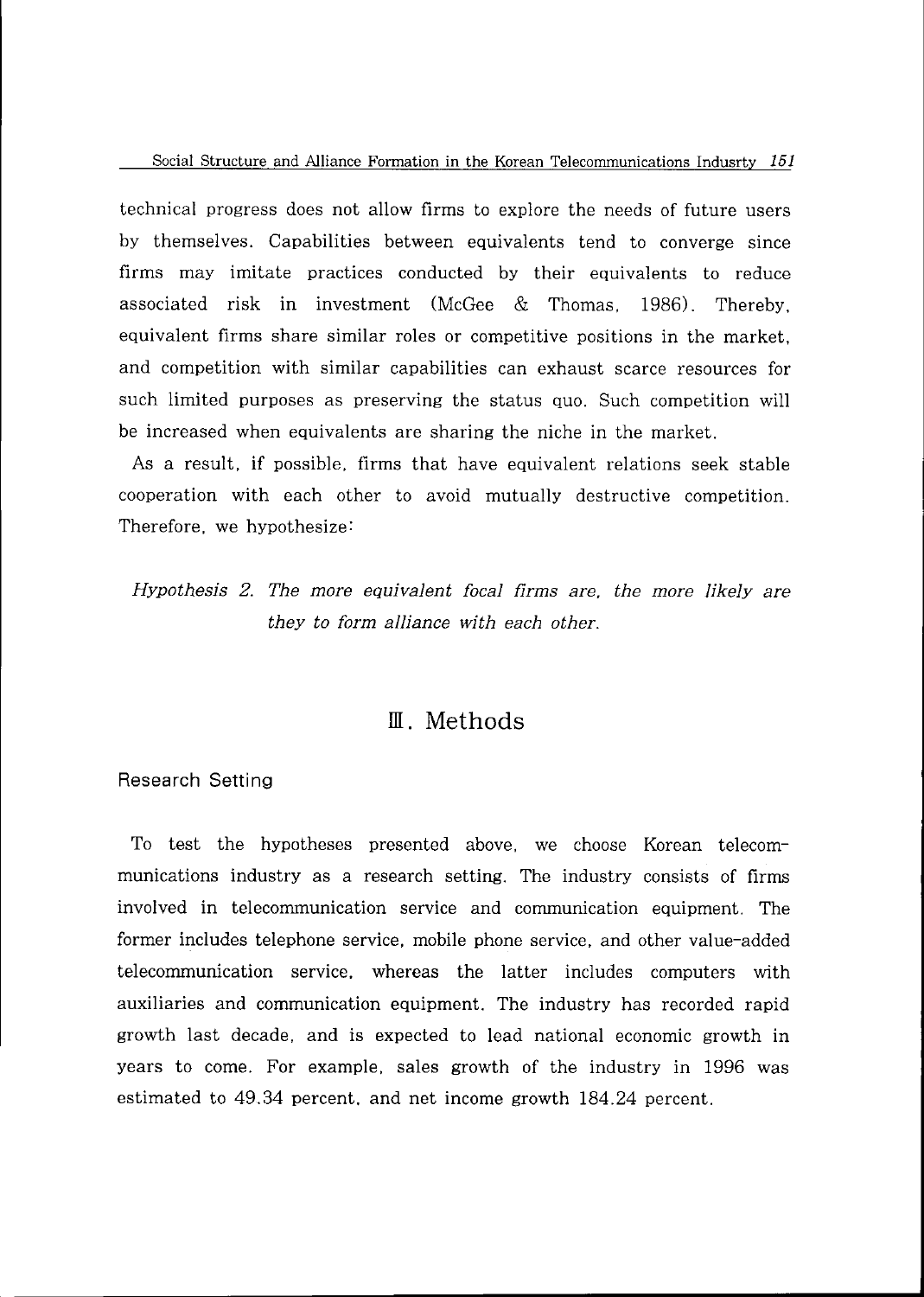technical progress does not allow firms to explore the needs of future users by themselves. Capabilities between equivalents tend to converge since firms may imitate practices conducted by their equivalents to reduce associated risk in investment (McGee & Thomas, 1986). Thereby, equivalent firms share similar roles or competitive positions in the market, and competition with similar capabilities can exhaust scarce resources for such limited purposes as preserving the status quo. Such competition will be increased when equivalents are sharing the niche in the market.

As a result, if possible, firms that have equivalent relations seek stable cooperation with each other to avoid mutually destructive competition. Therefore, we hypothesize:

*Hypothesis 2. The more equivalent focal firms are, the more likely are they to form alliance with each other.*

## Ⅲ. Methods

### Research Setting

To test the hypotheses presented above, we choose Korean telecommunications industry as a research setting. The industry consists of firms involved in telecommunication service and communication equipment. The former includes telephone service, mobile phone service, and other value-added telecommunication service, whereas the latter includes computers with auxiliaries and communication equipment. The industry has recorded rapid growth last decade, and is expected to lead national economic growth in years to come. For example, sales growth of the industry in 1996 was estimated to 49.34 percent, and net income growth 184.24 percent.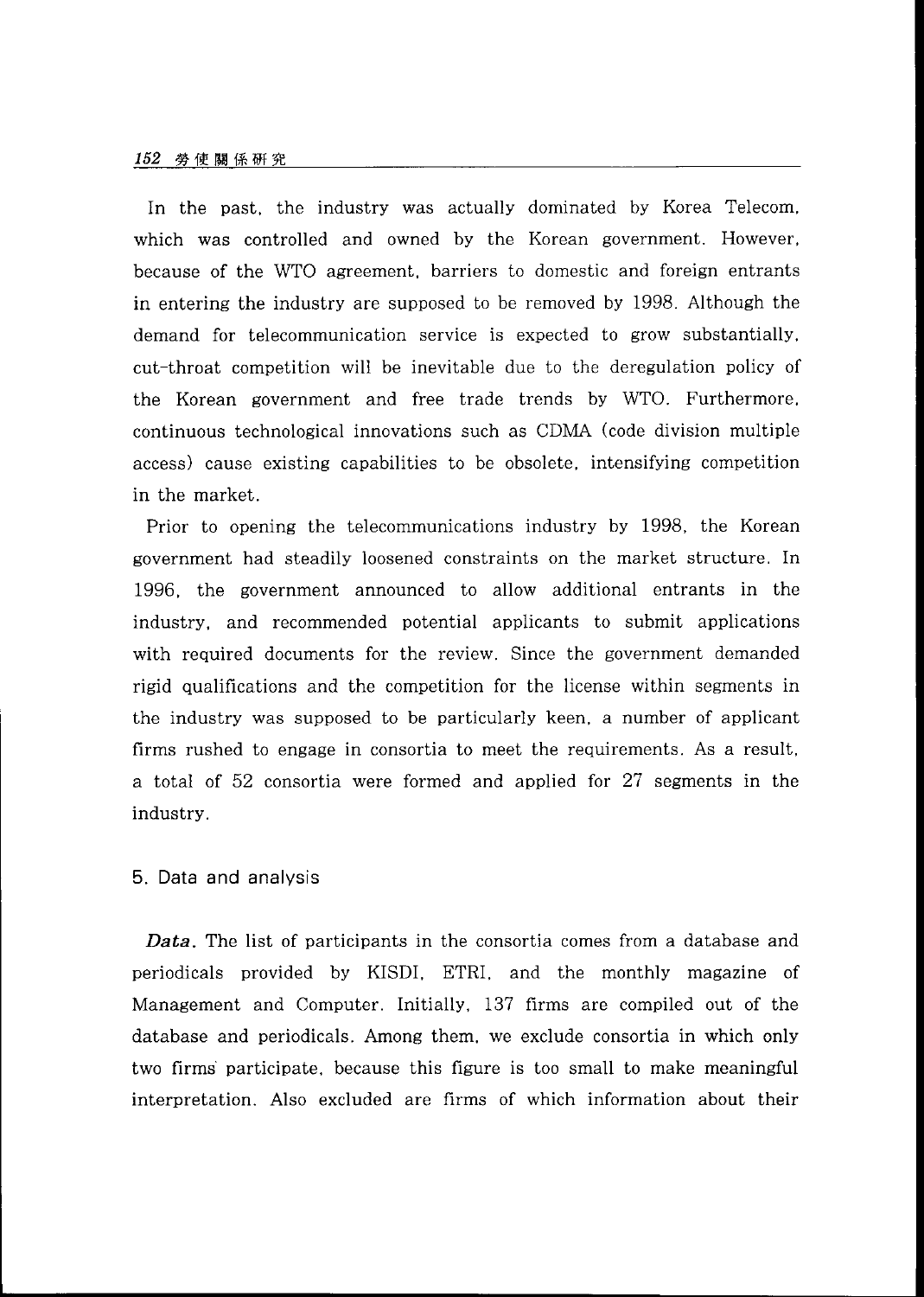In the past, the industry was actually dominated by Korea Telecom, which was controlled and owned by the Korean government. However, because of the WTO agreement, barriers to domestic and foreign entrants in entering the industry are supposed to be removed by 1998. Although the demand for telecommunication service is expected to grow substantially, cut-throat competition will be inevitable due to the deregulation policy of the Korean government and free trade trends by WTO. Furthermore, continuous technological innovations such as CDMA (code division multiple access) cause existing capabilities to be obsolete, intensifying competition in the market.

Prior to opening the telecommunications industry by 1998, the Korean government had steadily loosened constraints on the market structure. In 1996, the government announced to allow additional entrants in the industry, and recommended potential applicants to submit applications with required documents for the review. Since the government demanded rigid qualifications and the competition for the license within segments in the industry was supposed to be particularly keen, a number of applicant firms rushed to engage in consortia to meet the requirements. As a result, a total of 52 consortia were formed and applied for 27 segments in the industry.

## 5. Data and analysis

***Data.*** The list of participants in the consortia comes from a database and periodicals provided by KISDI, ETRI, and the monthly magazine of Management and Computer. Initially, 137 firms are compiled out of the database and periodicals. Among them, we exclude consortia in which only two firms participate, because this figure is too small to make meaningful interpretation. Also excluded are firms of which information about their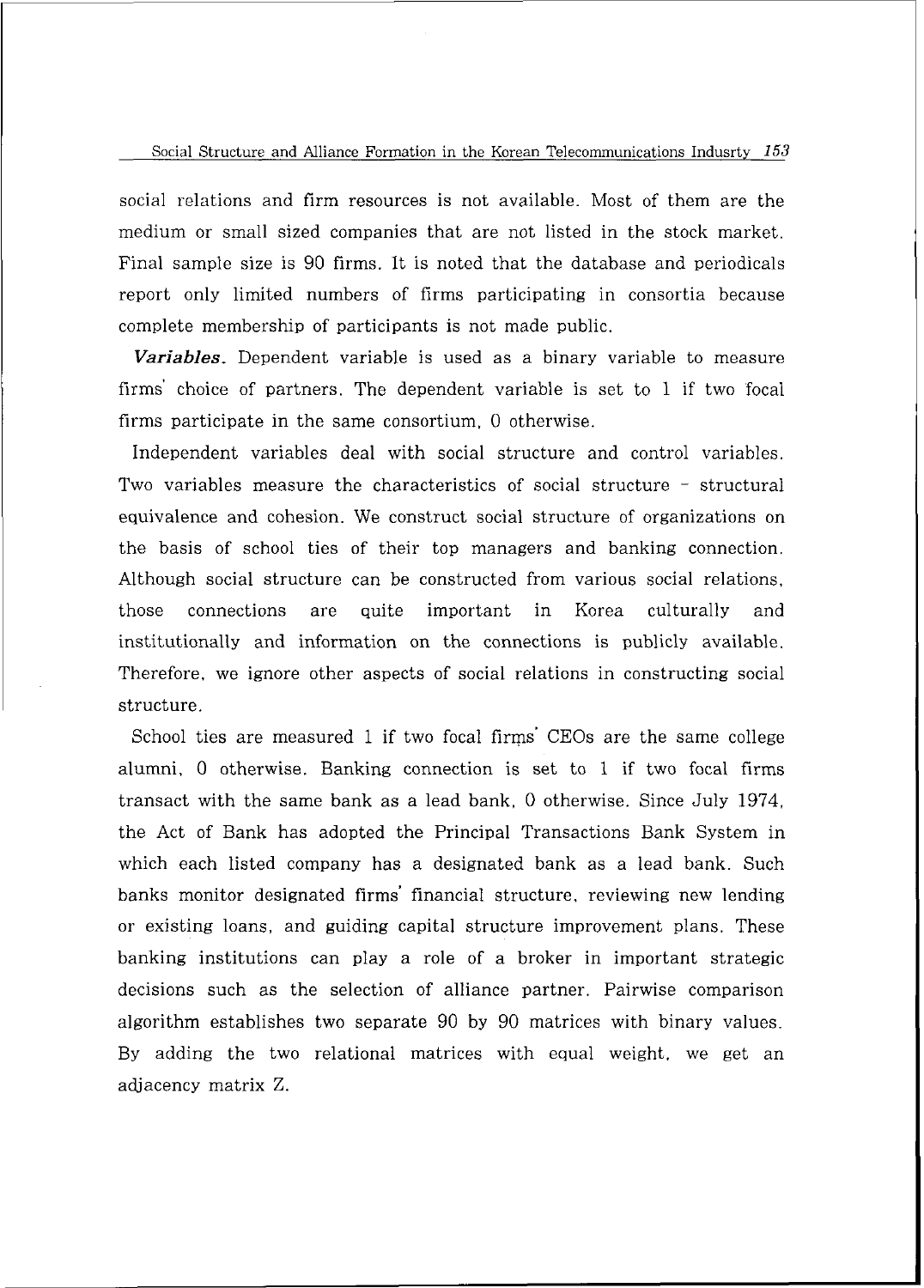social relations and firm resources is not available. Most of them are the medium or small sized companies that are not listed in the stock market. Final sample size is 90 firms. It is noted that the database and periodicals report only limited numbers of firms participating in consortia because complete membership of participants is not made public.

***Variables.*** Dependent variable is used as a binary variable to measure firms' choice of partners. The dependent variable is set to 1 if two focal firms participate in the same consortium, 0 otherwise.

Independent variables deal with social structure and control variables. Two variables measure the characteristics of social structure - structural equivalence and cohesion. We construct social structure of organizations on the basis of school ties of their top managers and banking connection. Although social structure can be constructed from various social relations, those connections are quite important in Korea culturally and institutionally and information on the connections is publicly available. Therefore, we ignore other aspects of social relations in constructing social structure.

School ties are measured 1 if two focal firms' CEOs are the same college alumni, 0 otherwise. Banking connection is set to 1 if two focal firms transact with the same bank as a lead bank, 0 otherwise. Since July 1974, the Act of Bank has adopted the Principal Transactions Bank System in which each listed company has a designated bank as a lead bank. Such banks monitor designated firms' financial structure, reviewing new lending or existing loans, and guiding capital structure improvement plans. These banking institutions can play a role of a broker in important strategic decisions such as the selection of alliance partner. Pairwise comparison algorithm establishes two separate 90 by 90 matrices with binary values. By adding the two relational matrices with equal weight, we get an adjacency matrix Z.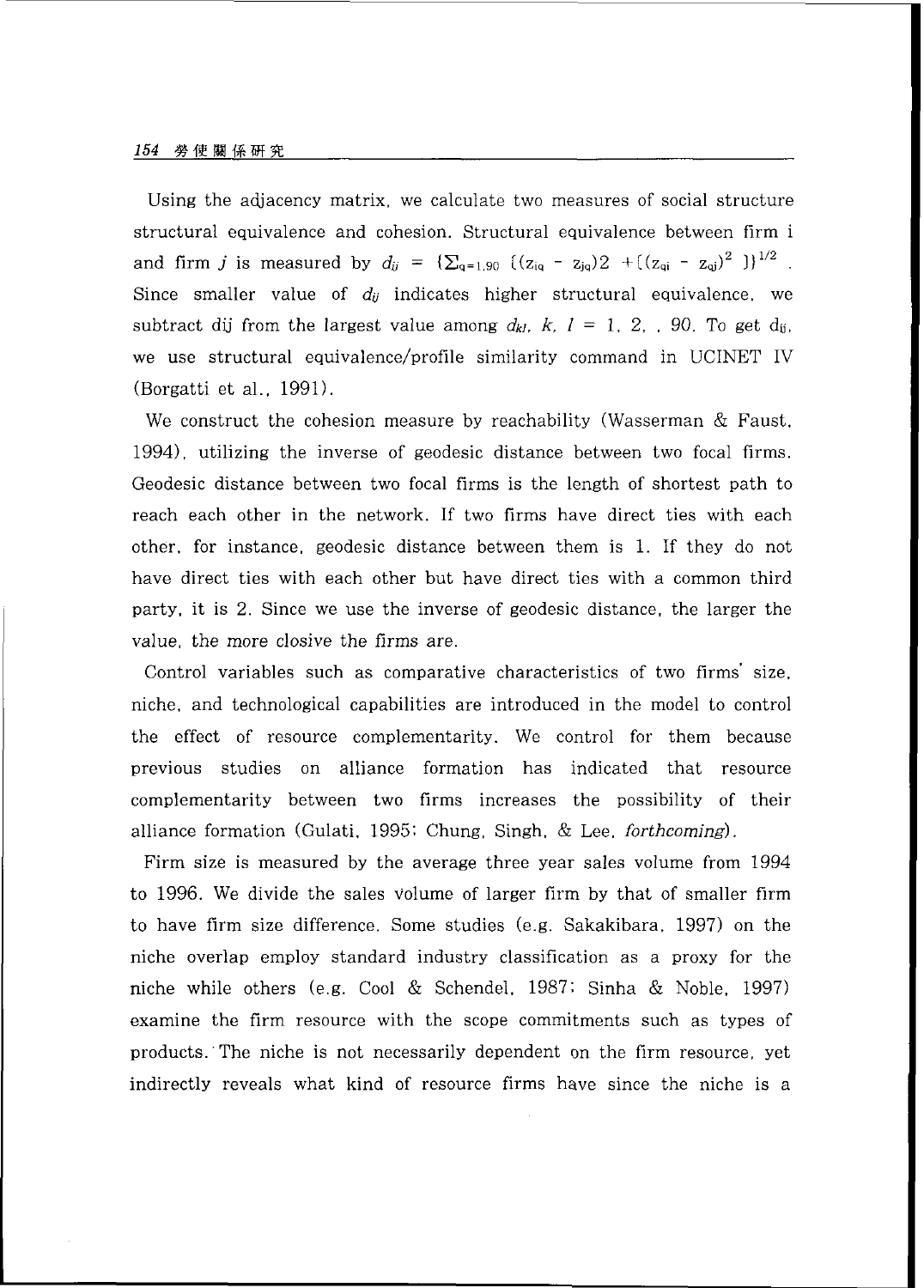Using the adjacency matrix, we calculate two measures of social structure structural equivalence and cohesion. Structural equivalence between firm i and firm $j$ is measured by $d_{ij} = \{\Sigma_{q=1,90} [(z_{iq} - z_{jq})2 + [(z_{qi} - z_{qj})^2 ]\}^{1/2}$ . Since smaller value of $d_{ij}$ indicates higher structural equivalence, we subtract dij from the largest value among $d_{kl}$, $k$, $l$ = 1, 2, , 90. To get $d_{ij}$, we use structural equivalence/profile similarity command in UCINET IV (Borgatti et al., 1991).

We construct the cohesion measure by reachability (Wasserman & Faust, 1994), utilizing the inverse of geodesic distance between two focal firms. Geodesic distance between two focal firms is the length of shortest path to reach each other in the network. If two firms have direct ties with each other, for instance, geodesic distance between them is 1. If they do not have direct ties with each other but have direct ties with a common third party, it is 2. Since we use the inverse of geodesic distance, the larger the value, the more closive the firms are.

Control variables such as comparative characteristics of two firms' size, niche, and technological capabilities are introduced in the model to control the effect of resource complementarity. We control for them because previous studies on alliance formation has indicated that resource complementarity between two firms increases the possibility of their alliance formation (Gulati, 1995; Chung, Singh, & Lee, *forthcoming*).

Firm size is measured by the average three year sales volume from 1994 to 1996. We divide the sales volume of larger firm by that of smaller firm to have firm size difference. Some studies (e.g. Sakakibara, 1997) on the niche overlap employ standard industry classification as a proxy for the niche while others (e.g. Cool & Schendel, 1987; Sinha & Noble, 1997) examine the firm resource with the scope commitments such as types of products. The niche is not necessarily dependent on the firm resource, yet indirectly reveals what kind of resource firms have since the niche is a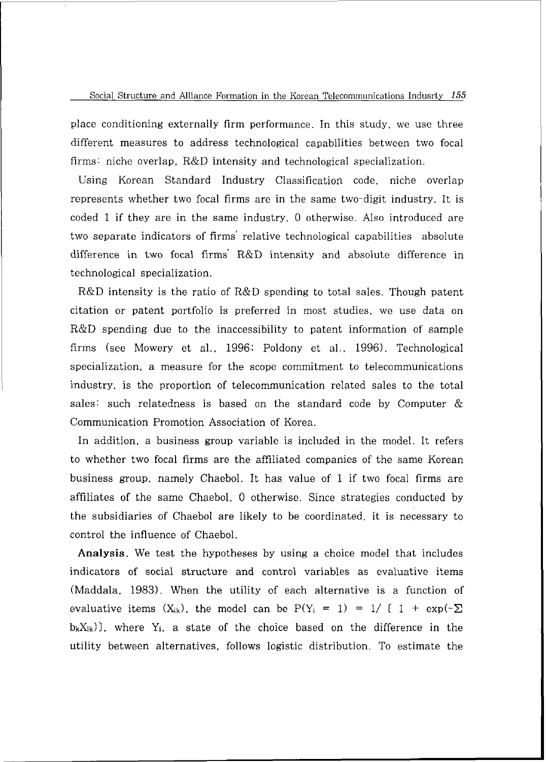place conditioning externally firm performance. In this study, we use three different measures to address technological capabilities between two focal firms: niche overlap, R&D intensity and technological specialization.

Using Korean Standard Industry Classification code, niche overlap represents whether two focal firms are in the same two-digit industry. It is coded 1 if they are in the same industry, 0 otherwise. Also introduced are two separate indicators of firms' relative technological capabilities absolute difference in two focal firms' R&D intensity and absolute difference in technological specialization.

R&D intensity is the ratio of R&D spending to total sales. Though patent citation or patent portfolio is preferred in most studies, we use data on R&D spending due to the inaccessibility to patent information of sample firms (see Mowery et al., 1996; Poldony et al., 1996). Technological specialization, a measure for the scope commitment to telecommunications industry, is the proportion of telecommunication related sales to the total sales: such relatedness is based on the standard code by Computer & Communication Promotion Association of Korea.

In addition, a business group variable is included in the model. It refers to whether two focal firms are the affiliated companies of the same Korean business group, namely Chaebol. It has value of 1 if two focal firms are affiliates of the same Chaebol, 0 otherwise. Since strategies conducted by the subsidiaries of Chaebol are likely to be coordinated, it is necessary to control the influence of Chaebol.

**Analysis**. We test the hypotheses by using a choice model that includes indicators of social structure and control variables as evaluative items (Maddala, 1983). When the utility of each alternative is a function of evaluative items ($X_{ik}$), the model can be $P(Y_i = 1) = 1/ [ 1 + \exp(-\Sigma b_k X_{ik})]$, where $Y_i$, a state of the choice based on the difference in the utility between alternatives, follows logistic distribution. To estimate the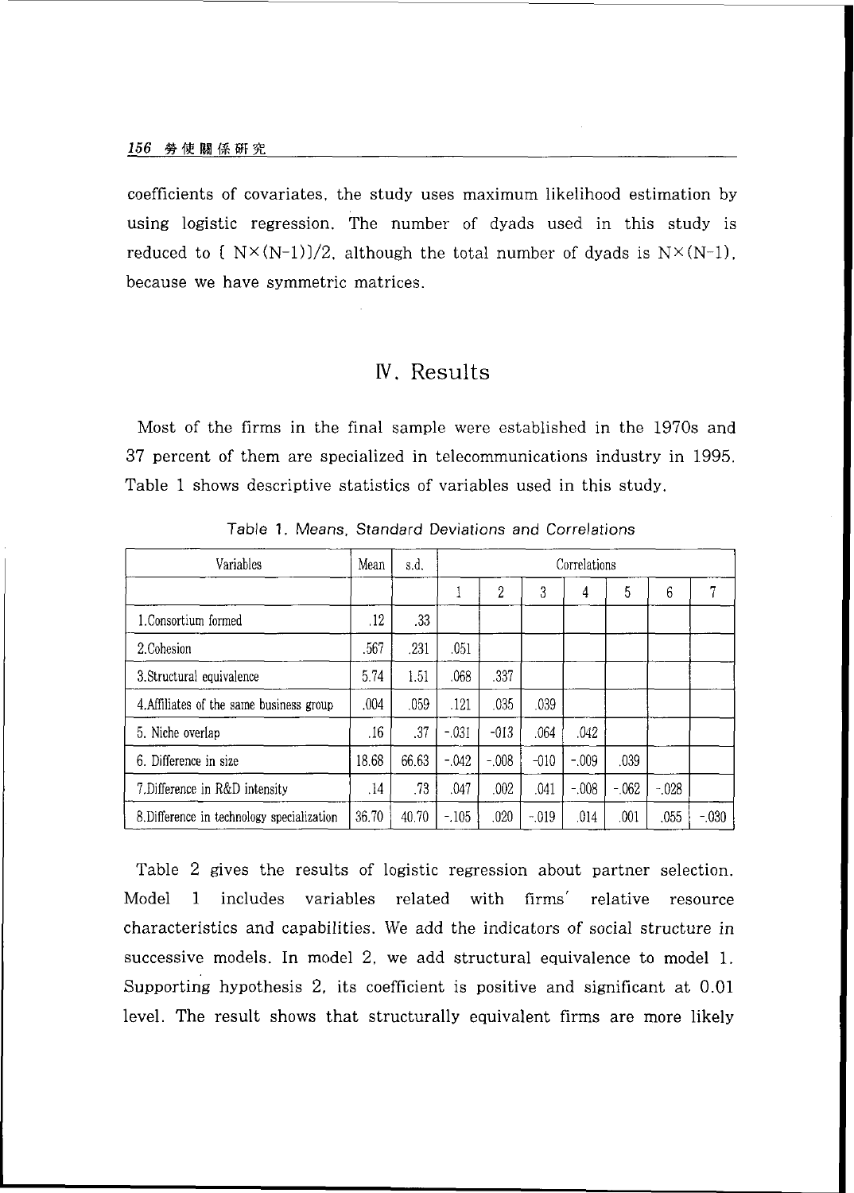coefficients of covariates, the study uses maximum likelihood estimation by using logistic regression. The number of dyads used in this study is reduced to $[N \times (N-1)]/2$, although the total number of dyads is $N \times (N-1)$, because we have symmetric matrices.

# IV. Results

Most of the firms in the final sample were established in the 1970s and 37 percent of them are specialized in telecommunications industry in 1995. Table 1 shows descriptive statistics of variables used in this study.

Table 1. Means, Standard Deviations and Correlations

| Variables | Mean | s.d. | Correlations | | | | | | |
|---|---|---|---|---|---|---|---|---|---|
| | | | 1 | 2 | 3 | 4 | 5 | 6 | 7 |
| 1.Consortium formed | .12 | .33 | | | | | | | |
| 2.Cohesion | .567 | .231 | .051 | | | | | | |
| 3.Structural equivalence | 5.74 | 1.51 | .068 | .337 | | | | | |
| 4.Affiliates of the same business group | .004 | .059 | .121 | .035 | .039 | | | | |
| 5. Niche overlap | .16 | .37 | -.031 | -013 | .064 | .042 | | | |
| 6. Difference in size | 18.68 | 66.63 | -.042 | -.008 | -010 | -.009 | .039 | | |
| 7.Difference in R&D intensity | .14 | .73 | .047 | .002 | .041 | -.008 | -.062 | -.028 | |
| 8.Difference in technology specialization | 36.70 | 40.70 | -.105 | .020 | -.019 | .014 | .001 | .055 | -.030 |

Table 2 gives the results of logistic regression about partner selection. Model 1 includes variables related with firms' relative resource characteristics and capabilities. We add the indicators of social structure in successive models. In model 2, we add structural equivalence to model 1. Supporting hypothesis 2, its coefficient is positive and significant at 0.01 level. The result shows that structurally equivalent firms are more likely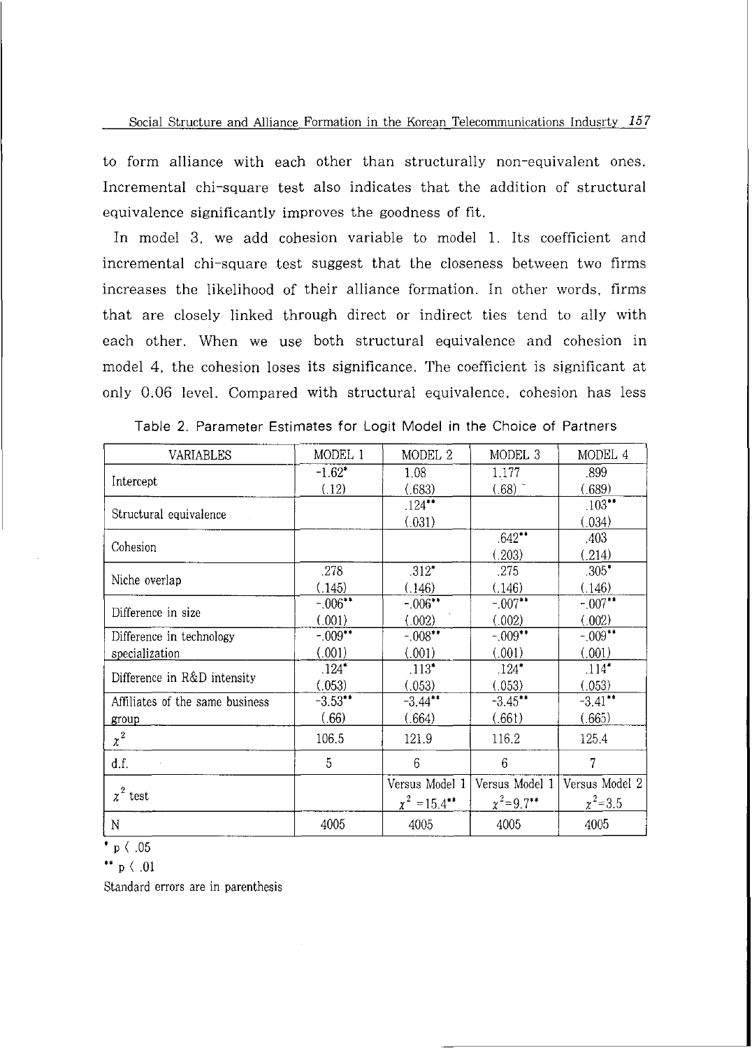to form alliance with each other than structurally non-equivalent ones. Incremental chi-square test also indicates that the addition of structural equivalence significantly improves the goodness of fit.

In model 3, we add cohesion variable to model 1. Its coefficient and incremental chi-square test suggest that the closeness between two firms increases the likelihood of their alliance formation. In other words, firms that are closely linked through direct or indirect ties tend to ally with each other. When we use both structural equivalence and cohesion in model 4, the cohesion loses its significance. The coefficient is significant at only 0.06 level. Compared with structural equivalence, cohesion has less

Table 2. Parameter Estimates for Logit Model in the Choice of Partners

| VARIABLES | MODEL 1 | MODEL 2 | MODEL 3 | MODEL 4 |
|---|---|---|---|---|
| Intercept | -1.62* (.12) | 1.08 (.683) | 1.177 (.68) | .899 (.689) |
| Structural equivalence | | .124** (.031) | | .103** (.034) |
| Cohesion | | | .642** (.203) | .403 (.214) |
| Niche overlap | .278 (.145) | .312* (.146) | .275 (.146) | .305* (.146) |
| Difference in size | -.006** (.001) | -.006** (.002) | -.007** (.002) | -.007** (.002) |
| Difference in technology specialization | -.009** (.001) | -.008** (.001) | -.009** (.001) | -.009** (.001) |
| Difference in R&D intensity | .124* (.053) | .113* (.053) | .124* (.053) | .114* (.053) |
| Affiliates of the same business group | -3.53** (.66) | -3.44** (.664) | -3.45** (.661) | -3.41** (.665) |
| $\chi^2$ | 106.5 | 121.9 | 116.2 | 125.4 |
| d.f. | 5 | 6 | 6 | 7 |
| $\chi^2$ test | | Versus Model 1 $\chi^2=15.4$** | Versus Model 1 $\chi^2=9.7$** | Versus Model 2 $\chi^2=3.5$ |
| N | 4005 | 4005 | 4005 | 4005 |

* $p < .05$

** $p < .01$

Standard errors are in parenthesis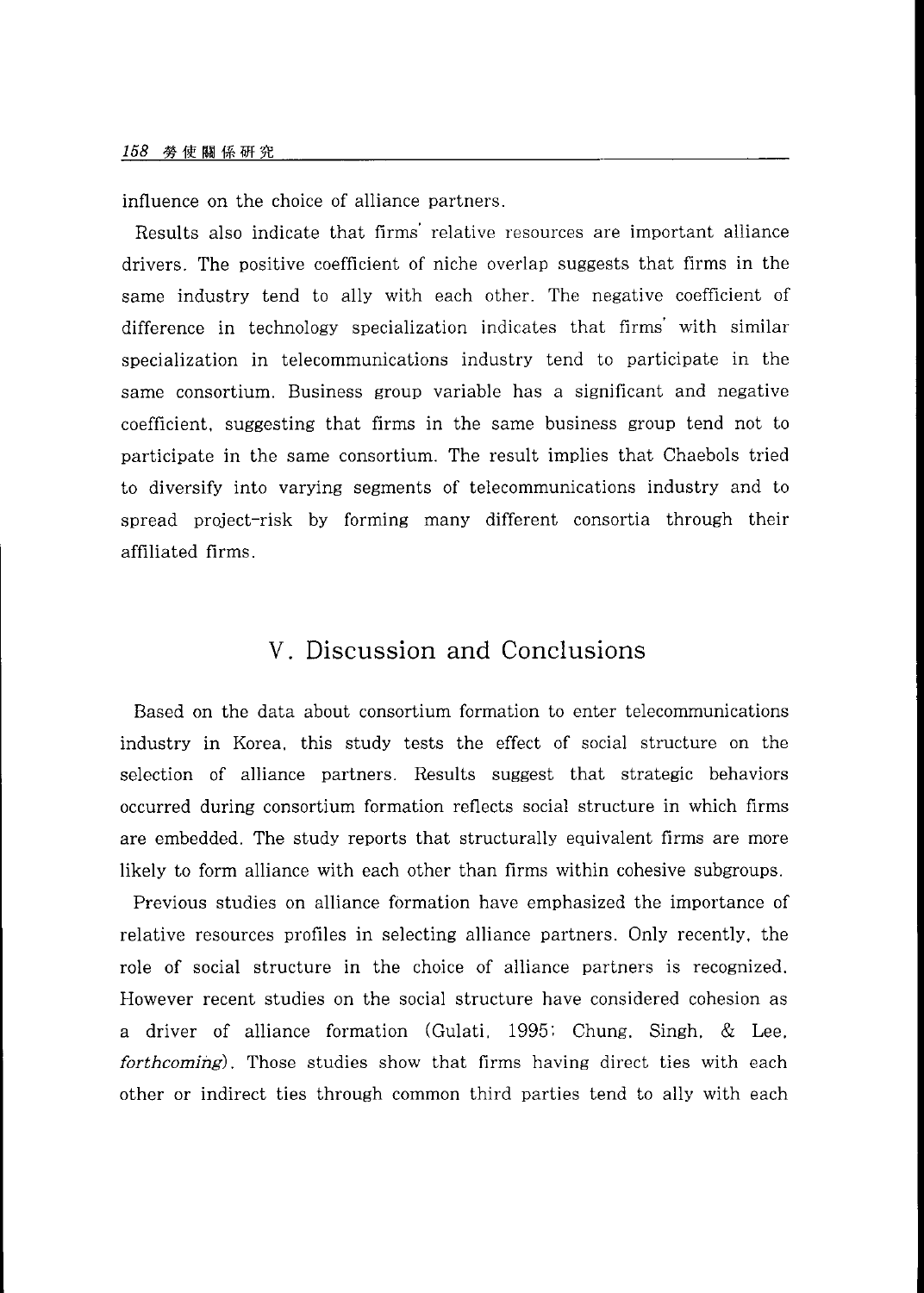influence on the choice of alliance partners.

Results also indicate that firms' relative resources are important alliance drivers. The positive coefficient of niche overlap suggests that firms in the same industry tend to ally with each other. The negative coefficient of difference in technology specialization indicates that firms' with similar specialization in telecommunications industry tend to participate in the same consortium. Business group variable has a significant and negative coefficient, suggesting that firms in the same business group tend not to participate in the same consortium. The result implies that Chaebols tried to diversify into varying segments of telecommunications industry and to spread project-risk by forming many different consortia through their affiliated firms.

## V. Discussion and Conclusions

Based on the data about consortium formation to enter telecommunications industry in Korea, this study tests the effect of social structure on the selection of alliance partners. Results suggest that strategic behaviors occurred during consortium formation reflects social structure in which firms are embedded. The study reports that structurally equivalent firms are more likely to form alliance with each other than firms within cohesive subgroups.

Previous studies on alliance formation have emphasized the importance of relative resources profiles in selecting alliance partners. Only recently, the role of social structure in the choice of alliance partners is recognized. However recent studies on the social structure have considered cohesion as a driver of alliance formation (Gulati, 1995; Chung, Singh, & Lee, *forthcoming*). Those studies show that firms having direct ties with each other or indirect ties through common third parties tend to ally with each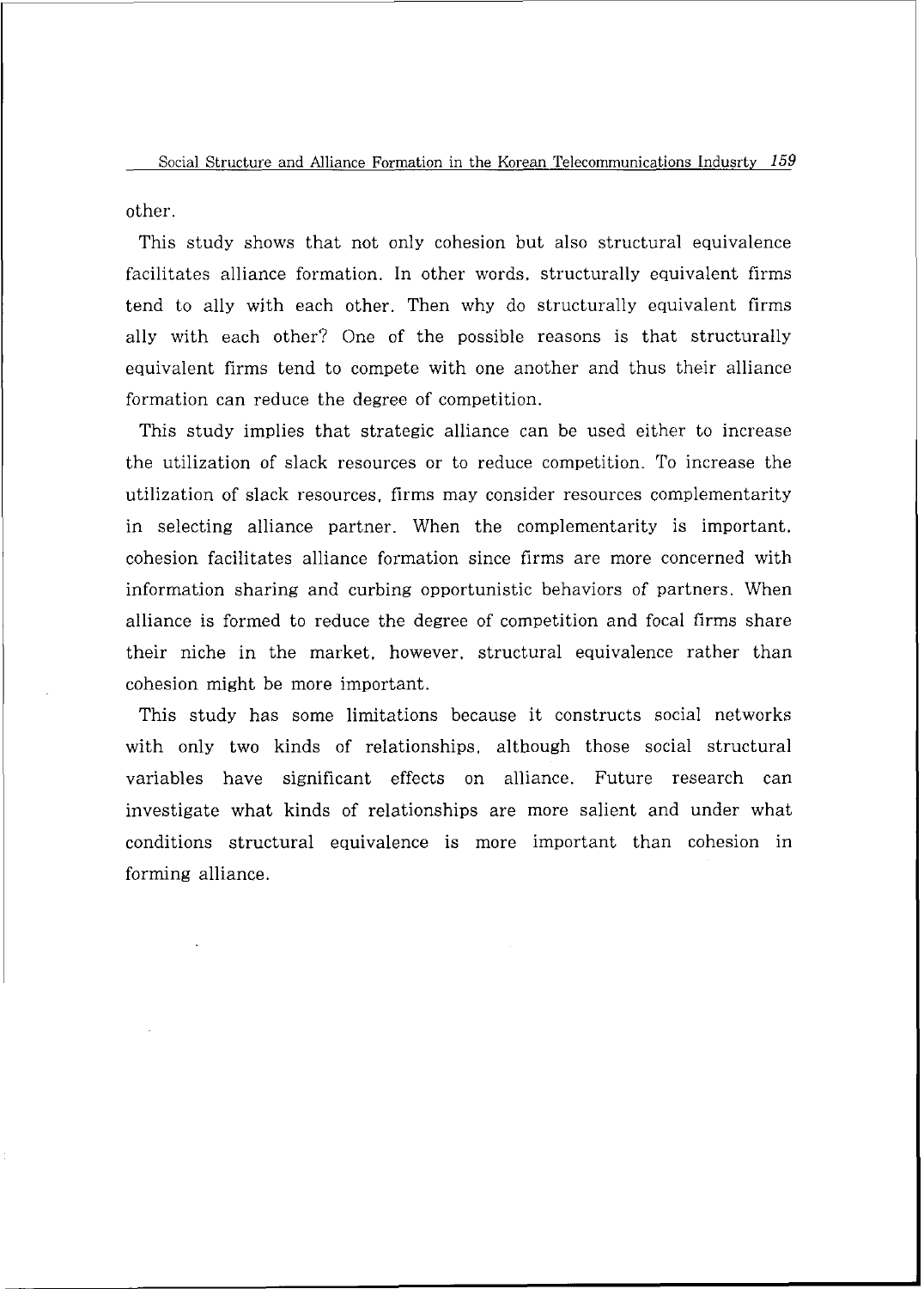other.

This study shows that not only cohesion but also structural equivalence facilitates alliance formation. In other words, structurally equivalent firms tend to ally with each other. Then why do structurally equivalent firms ally with each other? One of the possible reasons is that structurally equivalent firms tend to compete with one another and thus their alliance formation can reduce the degree of competition.

This study implies that strategic alliance can be used either to increase the utilization of slack resources or to reduce competition. To increase the utilization of slack resources, firms may consider resources complementarity in selecting alliance partner. When the complementarity is important, cohesion facilitates alliance formation since firms are more concerned with information sharing and curbing opportunistic behaviors of partners. When alliance is formed to reduce the degree of competition and focal firms share their niche in the market, however, structural equivalence rather than cohesion might be more important.

This study has some limitations because it constructs social networks with only two kinds of relationships, although those social structural variables have significant effects on alliance. Future research can investigate what kinds of relationships are more salient and under what conditions structural equivalence is more important than cohesion in forming alliance.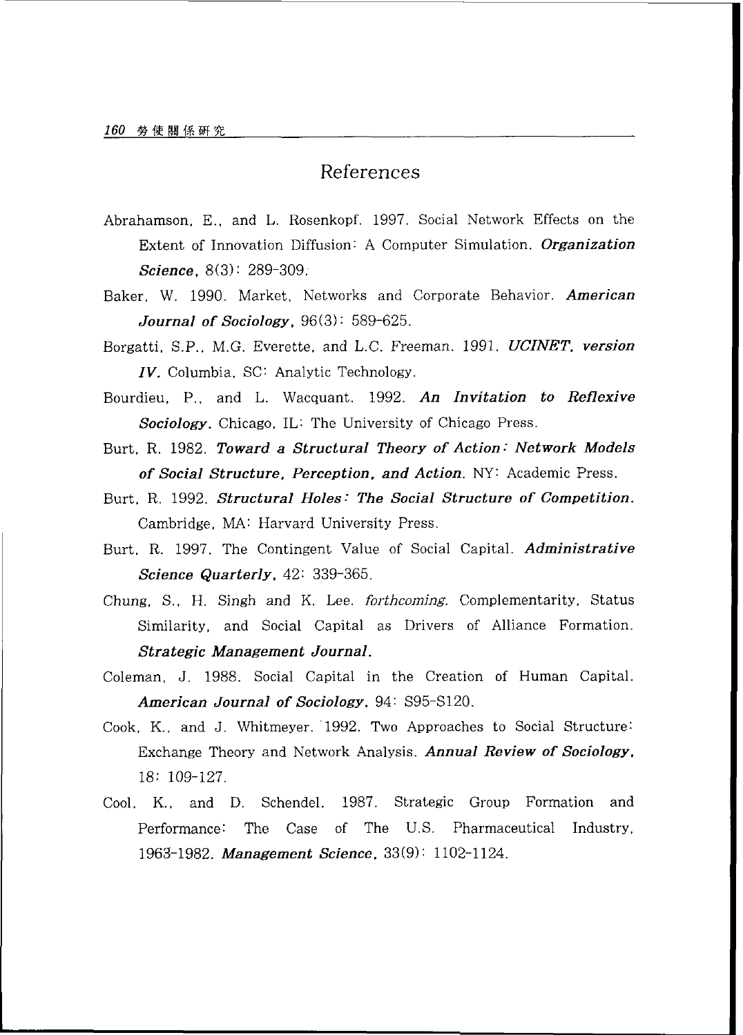# References

Abrahamson, E., and L. Rosenkopf. 1997. Social Network Effects on the Extent of Innovation Diffusion: A Computer Simulation. ***Organization Science***, 8(3): 289-309.

Baker, W. 1990. Market, Networks and Corporate Behavior. ***American Journal of Sociology***, 96(3): 589-625.

Borgatti, S.P., M.G. Everette, and L.C. Freeman. 1991. ***UCINET, version IV.*** Columbia, SC: Analytic Technology.

Bourdieu, P., and L. Wacquant. 1992. ***An Invitation to Reflexive Sociology.*** Chicago, IL: The University of Chicago Press.

Burt, R. 1982. ***Toward a Structural Theory of Action: Network Models of Social Structure, Perception, and Action.*** NY: Academic Press.

Burt, R. 1992. ***Structural Holes: The Social Structure of Competition.*** Cambridge, MA: Harvard University Press.

Burt, R. 1997. The Contingent Value of Social Capital. ***Administrative Science Quarterly***, 42: 339-365.

Chung, S., H. Singh and K. Lee. *forthcoming.* Complementarity, Status Similarity, and Social Capital as Drivers of Alliance Formation. ***Strategic Management Journal.***

Coleman, J. 1988. Social Capital in the Creation of Human Capital. ***American Journal of Sociology***, 94: S95-S120.

Cook, K., and J. Whitmeyer. 1992. Two Approaches to Social Structure: Exchange Theory and Network Analysis. ***Annual Review of Sociology***, 18: 109-127.

Cool, K., and D. Schendel. 1987. Strategic Group Formation and Performance: The Case of The U.S. Pharmaceutical Industry, 1963-1982. ***Management Science***, 33(9): 1102-1124.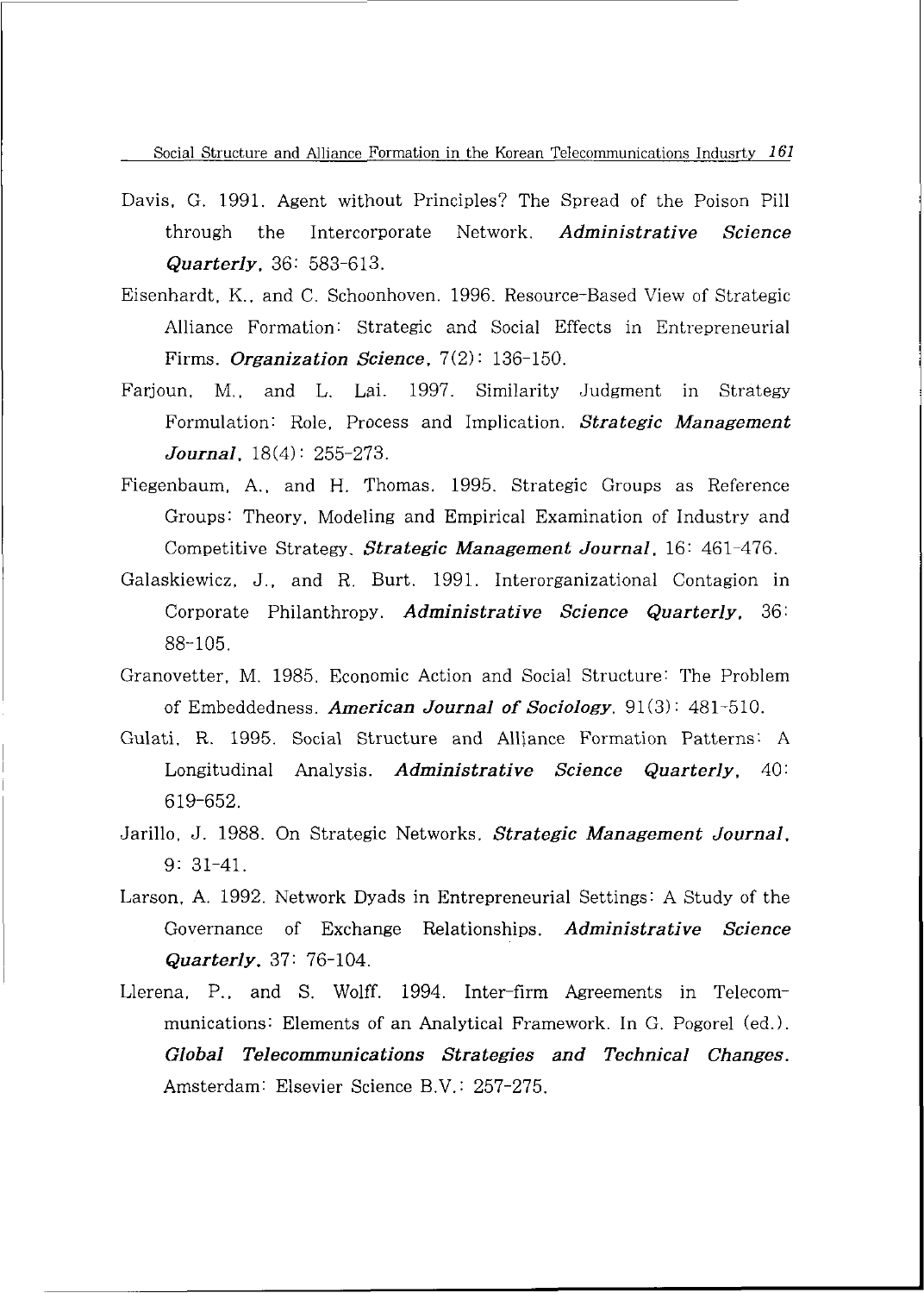Davis, G. 1991. Agent without Principles? The Spread of the Poison Pill through the Intercorporate Network. ***Administrative Science Quarterly***, 36: 583-613.

Eisenhardt, K., and C. Schoonhoven. 1996. Resource-Based View of Strategic Alliance Formation: Strategic and Social Effects in Entrepreneurial Firms. ***Organization Science***, 7(2): 136-150.

Farjoun, M., and L. Lai. 1997. Similarity Judgment in Strategy Formulation: Role, Process and Implication. ***Strategic Management Journal***, 18(4): 255-273.

Fiegenbaum, A., and H. Thomas. 1995. Strategic Groups as Reference Groups: Theory, Modeling and Empirical Examination of Industry and Competitive Strategy. ***Strategic Management Journal***, 16: 461-476.

Galaskiewicz, J., and R. Burt. 1991. Interorganizational Contagion in Corporate Philanthropy. ***Administrative Science Quarterly***, 36: 88-105.

Granovetter, M. 1985. Economic Action and Social Structure: The Problem of Embeddedness. ***American Journal of Sociology***, 91(3): 481-510.

Gulati, R. 1995. Social Structure and Alliance Formation Patterns: A Longitudinal Analysis. ***Administrative Science Quarterly***, 40: 619-652.

Jarillo, J. 1988. On Strategic Networks. ***Strategic Management Journal***, 9: 31-41.

Larson, A. 1992. Network Dyads in Entrepreneurial Settings: A Study of the Governance of Exchange Relationships. ***Administrative Science Quarterly***, 37: 76-104.

Llerena, P., and S. Wolff. 1994. Inter-firm Agreements in Telecommunications: Elements of an Analytical Framework. In G. Pogorel (ed.). ***Global Telecommunications Strategies and Technical Changes***. Amsterdam: Elsevier Science B.V.: 257-275.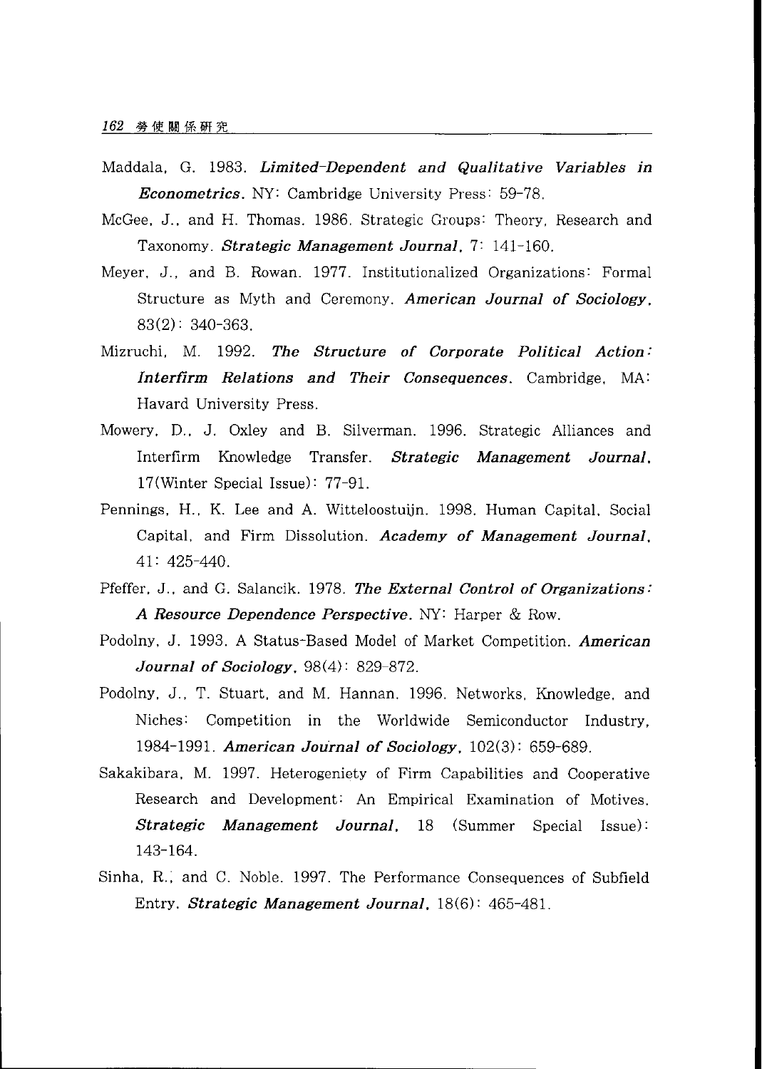Maddala, G. 1983. ***Limited-Dependent and Qualitative Variables in Econometrics***. NY: Cambridge University Press: 59-78.

McGee, J., and H. Thomas. 1986. Strategic Groups: Theory, Research and Taxonomy. ***Strategic Management Journal***, 7: 141-160.

Meyer, J., and B. Rowan. 1977. Institutionalized Organizations: Formal Structure as Myth and Ceremony. ***American Journal of Sociology***, 83(2): 340-363.

Mizruchi, M. 1992. ***The Structure of Corporate Political Action: Interfirm Relations and Their Consequences***. Cambridge, MA: Havard University Press.

Mowery, D., J. Oxley and B. Silverman. 1996. Strategic Alliances and Interfirm Knowledge Transfer. ***Strategic Management Journal***, 17(Winter Special Issue): 77-91.

Pennings, H., K. Lee and A. Witteloostuijn. 1998. Human Capital, Social Capital, and Firm Dissolution. ***Academy of Management Journal***, 41: 425-440.

Pfeffer, J., and G. Salancik. 1978. ***The External Control of Organizations: A Resource Dependence Perspective***. NY: Harper & Row.

Podolny, J. 1993. A Status-Based Model of Market Competition. ***American Journal of Sociology***, 98(4): 829-872.

Podolny, J., T. Stuart, and M. Hannan. 1996. Networks, Knowledge, and Niches: Competition in the Worldwide Semiconductor Industry, 1984-1991. ***American Journal of Sociology***, 102(3): 659-689.

Sakakibara, M. 1997. Heterogeniety of Firm Capabilities and Cooperative Research and Development: An Empirical Examination of Motives. ***Strategic Management Journal***, 18 (Summer Special Issue): 143-164.

Sinha, R., and C. Noble. 1997. The Performance Consequences of Subfield Entry. ***Strategic Management Journal***, 18(6): 465-481.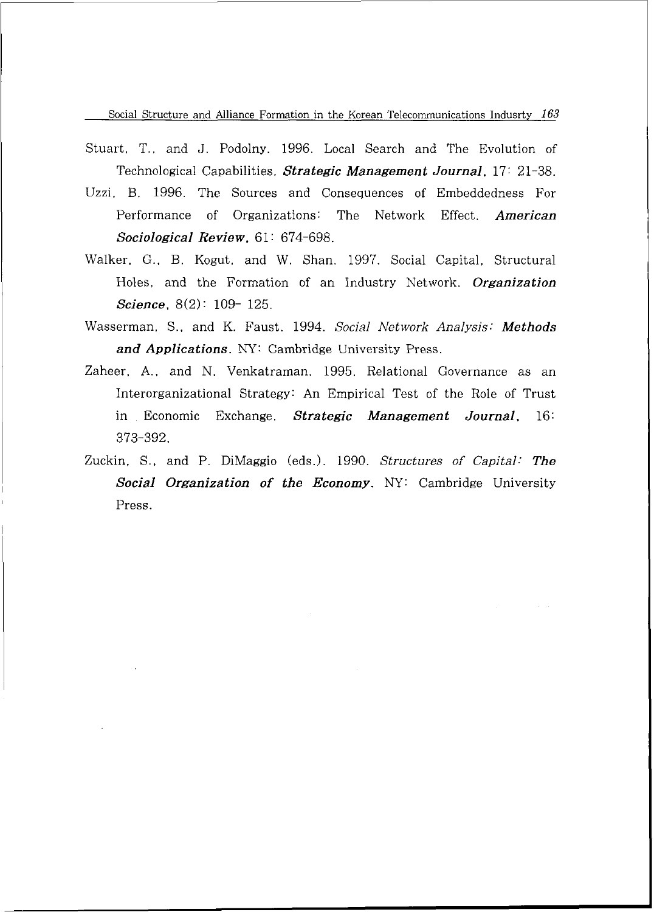Stuart, T., and J. Podolny. 1996. Local Search and The Evolution of Technological Capabilities. ***Strategic Management Journal***, 17: 21-38.

Uzzi, B. 1996. The Sources and Consequences of Embeddedness For Performance of Organizations: The Network Effect. ***American Sociological Review***, 61: 674-698.

Walker, G., B. Kogut, and W. Shan. 1997. Social Capital, Structural Holes, and the Formation of an Industry Network. ***Organization Science***, 8(2): 109- 125.

Wasserman, S., and K. Faust. 1994. *Social Network Analysis:* ***Methods and Applications***. NY: Cambridge University Press.

Zaheer, A., and N. Venkatraman. 1995. Relational Governance as an Interorganizational Strategy: An Empirical Test of the Role of Trust in Economic Exchange. ***Strategic Management Journal***, 16: 373-392.

Zuckin, S., and P. DiMaggio (eds.). 1990. *Structures of Capital:* ***The Social Organization of the Economy***. NY: Cambridge University Press.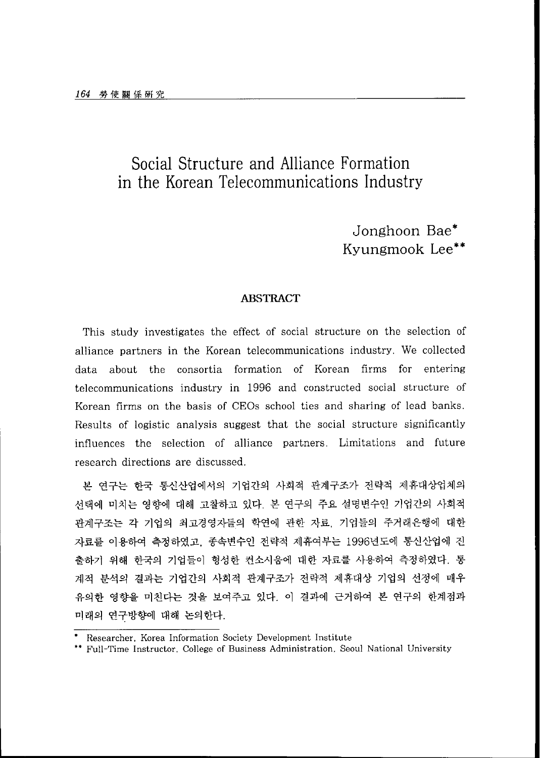# Social Structure and Alliance Formation in the Korean Telecommunications Industry

Jonghoon Bae*
Kyungmook Lee**

### ABSTRACT

This study investigates the effect of social structure on the selection of alliance partners in the Korean telecommunications industry. We collected data about the consortia formation of Korean firms for entering telecommunications industry in 1996 and constructed social structure of Korean firms on the basis of CEOs school ties and sharing of lead banks. Results of logistic analysis suggest that the social structure significantly influences the selection of alliance partners. Limitations and future research directions are discussed.

본 연구는 한국 통신산업에서의 기업간의 사회적 관계구조가 전략적 제휴대상업체의 선택에 미치는 영향에 대해 고찰하고 있다. 본 연구의 주요 설명변수인 기업간의 사회적 관계구조는 각 기업의 최고경영자들의 학연에 관한 자료, 기업들의 주거래은행에 대한 자료를 이용하여 측정하였고, 종속변수인 전략적 제휴여부는 1996년도에 통신산업에 진출하기 위해 한국의 기업들이 형성한 컨소시움에 대한 자료를 사용하여 측정하였다. 통계적 분석의 결과는 기업간의 사회적 관계구조가 전략적 제휴대상 기업의 선정에 매우 유의한 영향을 미친다는 것을 보여주고 있다. 이 결과에 근거하여 본 연구의 한계점과 미래의 연구방향에 대해 논의한다.

---

\* Researcher, Korea Information Society Development Institute
\*\* Full-Time Instructor, College of Business Administration, Seoul National University